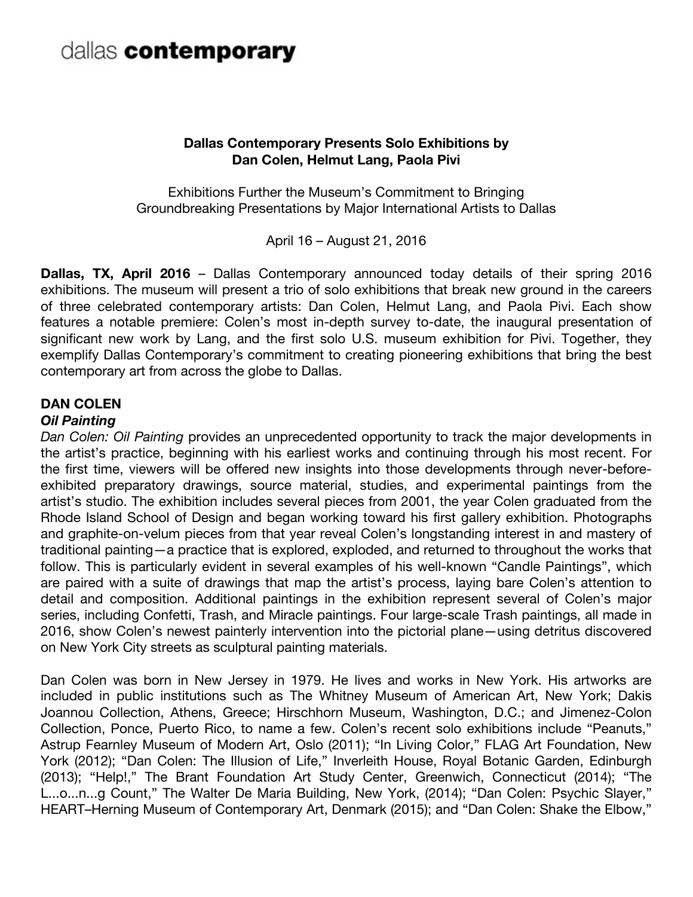dallas **contemporary**

**Dallas Contemporary Presents Solo Exhibitions by Dan Colen, Helmut Lang, Paola Pivi**

Exhibitions Further the Museum's Commitment to Bringing Groundbreaking Presentations by Major International Artists to Dallas

April 16 – August 21, 2016

**Dallas, TX, April 2016** – Dallas Contemporary announced today details of their spring 2016 exhibitions. The museum will present a trio of solo exhibitions that break new ground in the careers of three celebrated contemporary artists: Dan Colen, Helmut Lang, and Paola Pivi. Each show features a notable premiere: Colen's most in-depth survey to-date, the inaugural presentation of significant new work by Lang, and the first solo U.S. museum exhibition for Pivi. Together, they exemplify Dallas Contemporary's commitment to creating pioneering exhibitions that bring the best contemporary art from across the globe to Dallas.

## DAN COLEN

### *Oil Painting*

*Dan Colen: Oil Painting* provides an unprecedented opportunity to track the major developments in the artist's practice, beginning with his earliest works and continuing through his most recent. For the first time, viewers will be offered new insights into those developments through never-before-exhibited preparatory drawings, source material, studies, and experimental paintings from the artist's studio. The exhibition includes several pieces from 2001, the year Colen graduated from the Rhode Island School of Design and began working toward his first gallery exhibition. Photographs and graphite-on-velum pieces from that year reveal Colen's longstanding interest in and mastery of traditional painting—a practice that is explored, exploded, and returned to throughout the works that follow. This is particularly evident in several examples of his well-known "Candle Paintings", which are paired with a suite of drawings that map the artist's process, laying bare Colen's attention to detail and composition. Additional paintings in the exhibition represent several of Colen's major series, including Confetti, Trash, and Miracle paintings. Four large-scale Trash paintings, all made in 2016, show Colen's newest painterly intervention into the pictorial plane—using detritus discovered on New York City streets as sculptural painting materials.

Dan Colen was born in New Jersey in 1979. He lives and works in New York. His artworks are included in public institutions such as The Whitney Museum of American Art, New York; Dakis Joannou Collection, Athens, Greece; Hirschhorn Museum, Washington, D.C.; and Jimenez-Colon Collection, Ponce, Puerto Rico, to name a few. Colen's recent solo exhibitions include "Peanuts," Astrup Fearnley Museum of Modern Art, Oslo (2011); "In Living Color," FLAG Art Foundation, New York (2012); "Dan Colen: The Illusion of Life," Inverleith House, Royal Botanic Garden, Edinburgh (2013); "Help!," The Brant Foundation Art Study Center, Greenwich, Connecticut (2014); "The L...o...n...g Count," The Walter De Maria Building, New York, (2014); "Dan Colen: Psychic Slayer," HEART–Herning Museum of Contemporary Art, Denmark (2015); and "Dan Colen: Shake the Elbow,"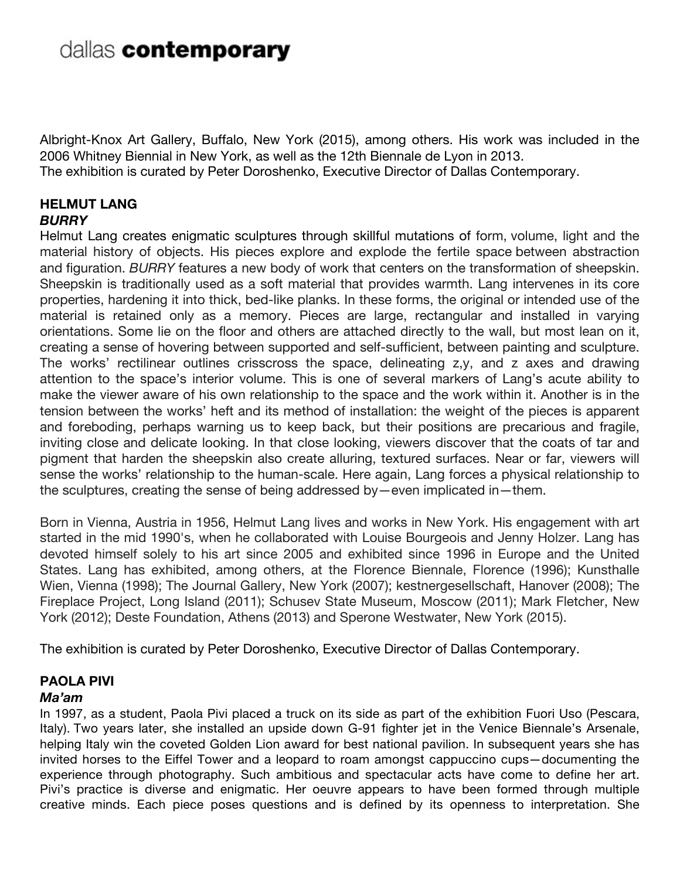Albright-Knox Art Gallery, Buffalo, New York (2015), among others. His work was included in the 2006 Whitney Biennial in New York, as well as the 12th Biennale de Lyon in 2013.
The exhibition is curated by Peter Doroshenko, Executive Director of Dallas Contemporary.

## HELMUT LANG
### *BURRY*

Helmut Lang creates enigmatic sculptures through skillful mutations of form, volume, light and the material history of objects. His pieces explore and explode the fertile space between abstraction and figuration. *BURRY* features a new body of work that centers on the transformation of sheepskin. Sheepskin is traditionally used as a soft material that provides warmth. Lang intervenes in its core properties, hardening it into thick, bed-like planks. In these forms, the original or intended use of the material is retained only as a memory. Pieces are large, rectangular and installed in varying orientations. Some lie on the floor and others are attached directly to the wall, but most lean on it, creating a sense of hovering between supported and self-sufficient, between painting and sculpture. The works' rectilinear outlines crisscross the space, delineating z,y, and z axes and drawing attention to the space's interior volume. This is one of several markers of Lang's acute ability to make the viewer aware of his own relationship to the space and the work within it. Another is in the tension between the works' heft and its method of installation: the weight of the pieces is apparent and foreboding, perhaps warning us to keep back, but their positions are precarious and fragile, inviting close and delicate looking. In that close looking, viewers discover that the coats of tar and pigment that harden the sheepskin also create alluring, textured surfaces. Near or far, viewers will sense the works' relationship to the human-scale. Here again, Lang forces a physical relationship to the sculptures, creating the sense of being addressed by—even implicated in—them.

Born in Vienna, Austria in 1956, Helmut Lang lives and works in New York. His engagement with art started in the mid 1990's, when he collaborated with Louise Bourgeois and Jenny Holzer. Lang has devoted himself solely to his art since 2005 and exhibited since 1996 in Europe and the United States. Lang has exhibited, among others, at the Florence Biennale, Florence (1996); Kunsthalle Wien, Vienna (1998); The Journal Gallery, New York (2007); kestnergesellschaft, Hanover (2008); The Fireplace Project, Long Island (2011); Schusev State Museum, Moscow (2011); Mark Fletcher, New York (2012); Deste Foundation, Athens (2013) and Sperone Westwater, New York (2015).

The exhibition is curated by Peter Doroshenko, Executive Director of Dallas Contemporary.

## PAOLA PIVI
### *Ma'am*

In 1997, as a student, Paola Pivi placed a truck on its side as part of the exhibition Fuori Uso (Pescara, Italy). Two years later, she installed an upside down G-91 fighter jet in the Venice Biennale's Arsenale, helping Italy win the coveted Golden Lion award for best national pavilion. In subsequent years she has invited horses to the Eiffel Tower and a leopard to roam amongst cappuccino cups—documenting the experience through photography. Such ambitious and spectacular acts have come to define her art. Pivi's practice is diverse and enigmatic. Her oeuvre appears to have been formed through multiple creative minds. Each piece poses questions and is defined by its openness to interpretation. She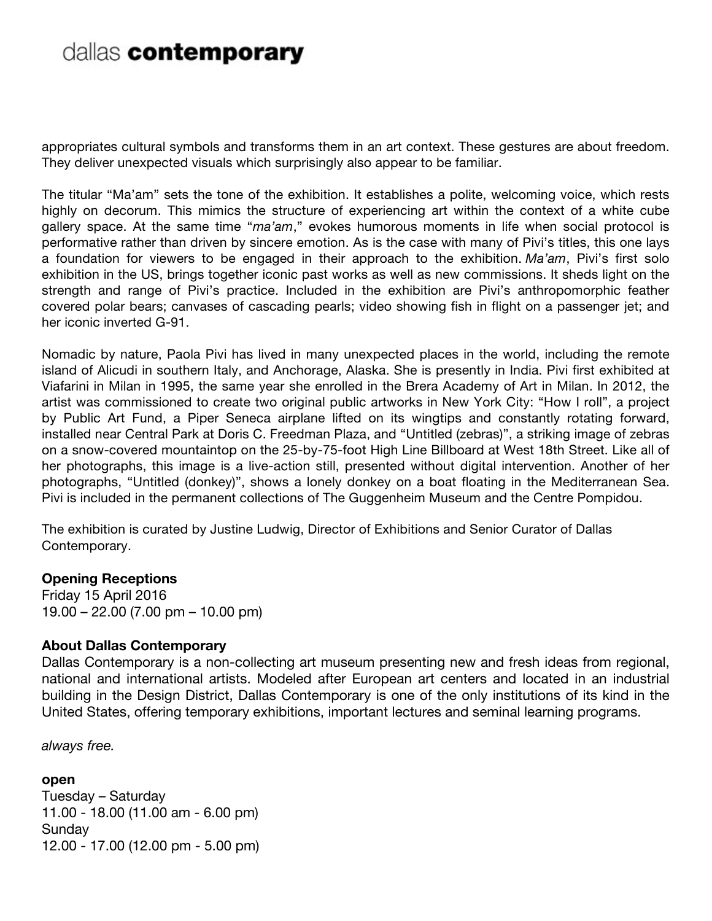appropriates cultural symbols and transforms them in an art context. These gestures are about freedom. They deliver unexpected visuals which surprisingly also appear to be familiar.

The titular "Ma'am" sets the tone of the exhibition. It establishes a polite, welcoming voice, which rests highly on decorum. This mimics the structure of experiencing art within the context of a white cube gallery space. At the same time "*ma'am*," evokes humorous moments in life when social protocol is performative rather than driven by sincere emotion. As is the case with many of Pivi's titles, this one lays a foundation for viewers to be engaged in their approach to the exhibition. *Ma'am*, Pivi's first solo exhibition in the US, brings together iconic past works as well as new commissions. It sheds light on the strength and range of Pivi's practice. Included in the exhibition are Pivi's anthropomorphic feather covered polar bears; canvases of cascading pearls; video showing fish in flight on a passenger jet; and her iconic inverted G-91.

Nomadic by nature, Paola Pivi has lived in many unexpected places in the world, including the remote island of Alicudi in southern Italy, and Anchorage, Alaska. She is presently in India. Pivi first exhibited at Viafarini in Milan in 1995, the same year she enrolled in the Brera Academy of Art in Milan. In 2012, the artist was commissioned to create two original public artworks in New York City: "How I roll", a project by Public Art Fund, a Piper Seneca airplane lifted on its wingtips and constantly rotating forward, installed near Central Park at Doris C. Freedman Plaza, and "Untitled (zebras)", a striking image of zebras on a snow-covered mountaintop on the 25-by-75-foot High Line Billboard at West 18th Street. Like all of her photographs, this image is a live-action still, presented without digital intervention. Another of her photographs, "Untitled (donkey)", shows a lonely donkey on a boat floating in the Mediterranean Sea. Pivi is included in the permanent collections of The Guggenheim Museum and the Centre Pompidou.

The exhibition is curated by Justine Ludwig, Director of Exhibitions and Senior Curator of Dallas Contemporary.

**Opening Receptions**
Friday 15 April 2016
19.00 – 22.00 (7.00 pm – 10.00 pm)

**About Dallas Contemporary**
Dallas Contemporary is a non-collecting art museum presenting new and fresh ideas from regional, national and international artists. Modeled after European art centers and located in an industrial building in the Design District, Dallas Contemporary is one of the only institutions of its kind in the United States, offering temporary exhibitions, important lectures and seminal learning programs.

*always free.*

**open**
Tuesday – Saturday
11.00 - 18.00 (11.00 am - 6.00 pm)
Sunday
12.00 - 17.00 (12.00 pm - 5.00 pm)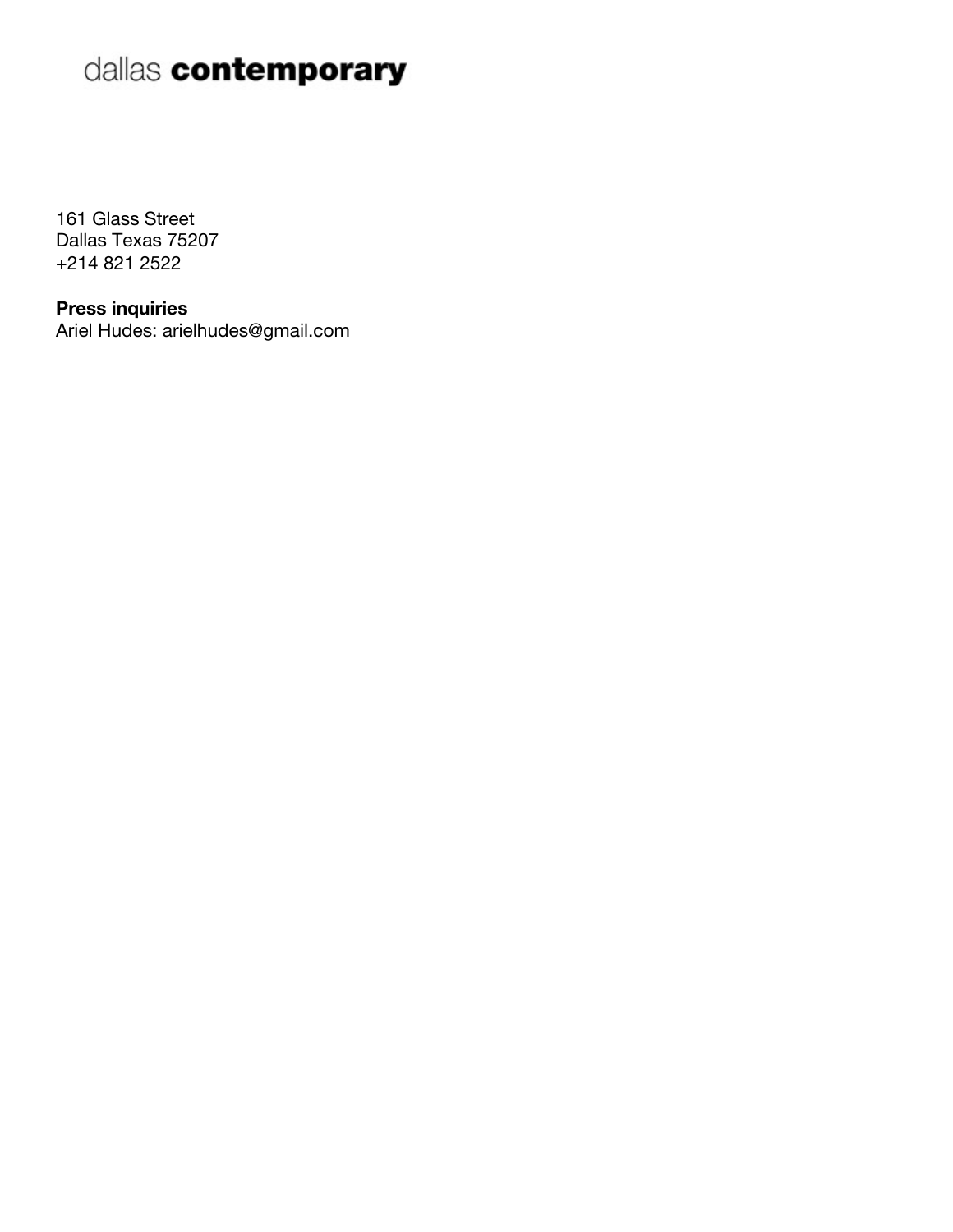dallas **contemporary**

161 Glass Street
Dallas Texas 75207
+214 821 2522

**Press inquiries**
Ariel Hudes: arielhudes@gmail.com